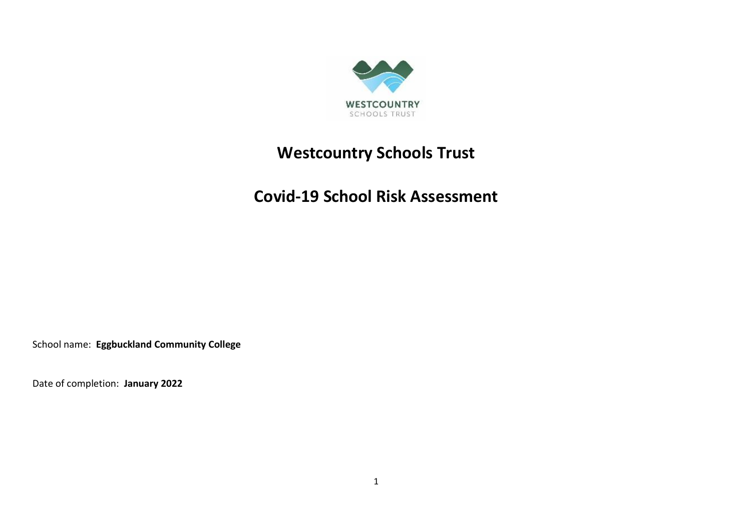# Westcountry Schools Trust

# Covid-19 School Risk Assessment

School name: **Eggbuckland Community College**

Date of completion: **January 2022**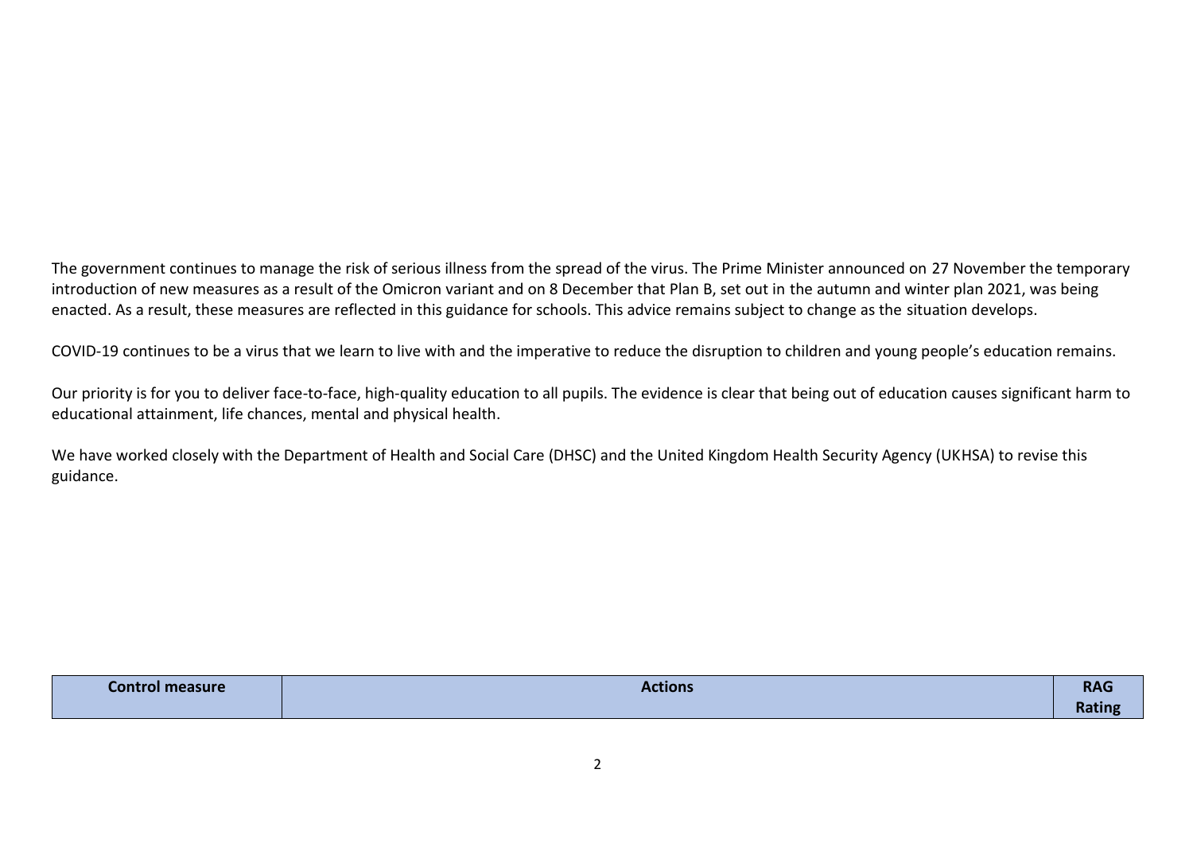The government continues to manage the risk of serious illness from the spread of the virus. The Prime Minister announced on 27 November the temporary introduction of new measures as a result of the Omicron variant and on 8 December that Plan B, set out in the autumn and winter plan 2021, was being enacted. As a result, these measures are reflected in this guidance for schools. This advice remains subject to change as the situation develops.

COVID-19 continues to be a virus that we learn to live with and the imperative to reduce the disruption to children and young people's education remains.

Our priority is for you to deliver face-to-face, high-quality education to all pupils. The evidence is clear that being out of education causes significant harm to educational attainment, life chances, mental and physical health.

We have worked closely with the Department of Health and Social Care (DHSC) and the United Kingdom Health Security Agency (UKHSA) to revise this guidance.

| Control measure | Actions | RAG Rating |
| --- | --- | --- |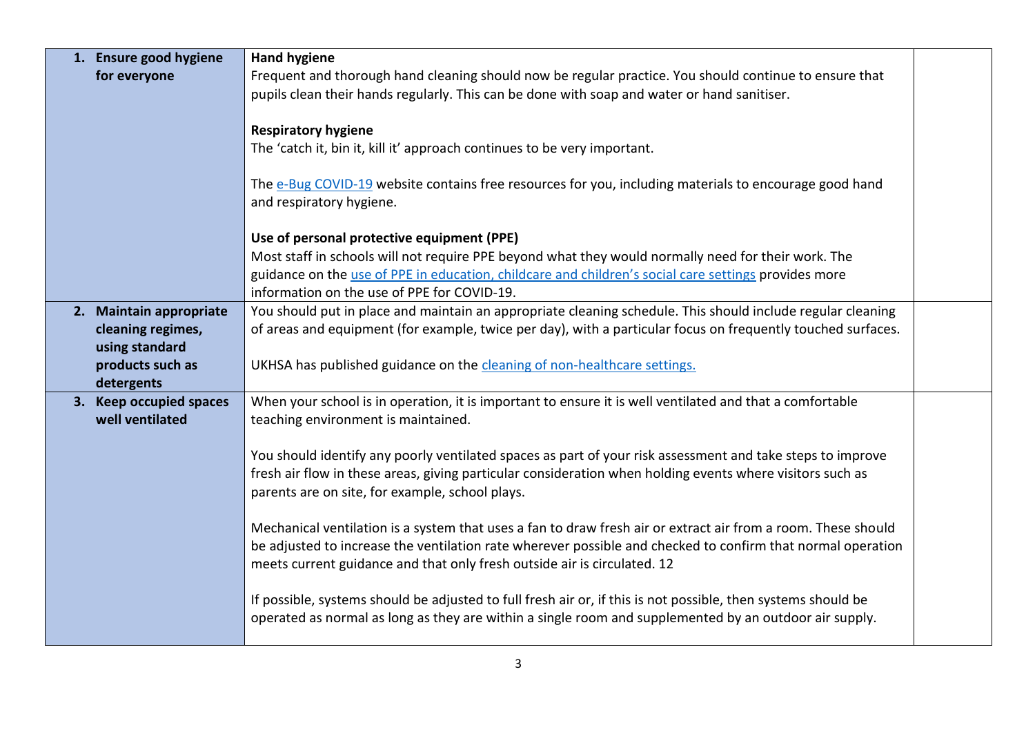| | | |
|---|---|---|
| **1. Ensure good hygiene for everyone** | **Hand hygiene**<br>Frequent and thorough hand cleaning should now be regular practice. You should continue to ensure that pupils clean their hands regularly. This can be done with soap and water or hand sanitiser.<br><br>**Respiratory hygiene**<br>The 'catch it, bin it, kill it' approach continues to be very important.<br><br>The e-Bug COVID-19 website contains free resources for you, including materials to encourage good hand and respiratory hygiene.<br><br>**Use of personal protective equipment (PPE)**<br>Most staff in schools will not require PPE beyond what they would normally need for their work. The guidance on the use of PPE in education, childcare and children's social care settings provides more information on the use of PPE for COVID-19. | |
| **2. Maintain appropriate cleaning regimes, using standard products such as detergents** | You should put in place and maintain an appropriate cleaning schedule. This should include regular cleaning of areas and equipment (for example, twice per day), with a particular focus on frequently touched surfaces.<br><br>UKHSA has published guidance on the cleaning of non-healthcare settings. | |
| **3. Keep occupied spaces well ventilated** | When your school is in operation, it is important to ensure it is well ventilated and that a comfortable teaching environment is maintained.<br><br>You should identify any poorly ventilated spaces as part of your risk assessment and take steps to improve fresh air flow in these areas, giving particular consideration when holding events where visitors such as parents are on site, for example, school plays.<br><br>Mechanical ventilation is a system that uses a fan to draw fresh air or extract air from a room. These should be adjusted to increase the ventilation rate wherever possible and checked to confirm that normal operation meets current guidance and that only fresh outside air is circulated. 12<br><br>If possible, systems should be adjusted to full fresh air or, if this is not possible, then systems should be operated as normal as long as they are within a single room and supplemented by an outdoor air supply. | |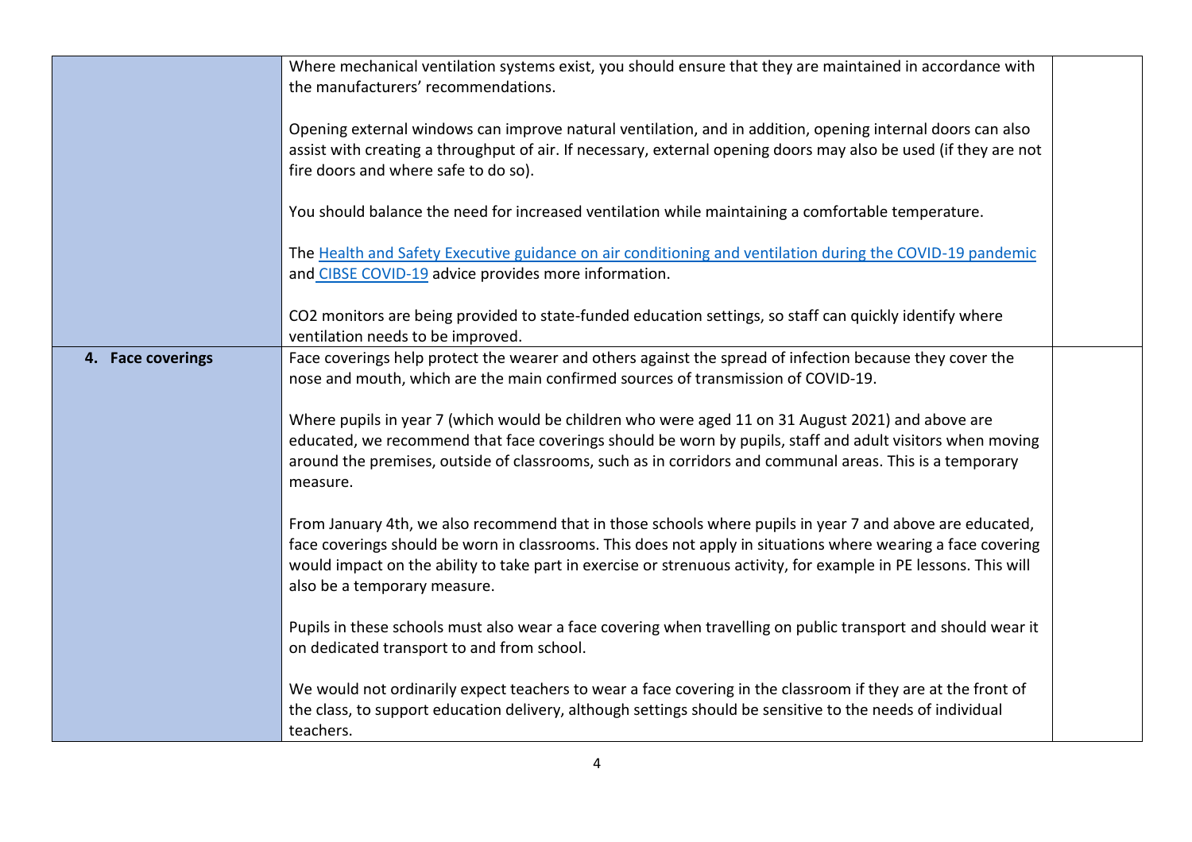| | | |
|---|---|---|
| | Where mechanical ventilation systems exist, you should ensure that they are maintained in accordance with the manufacturers' recommendations.<br><br>Opening external windows can improve natural ventilation, and in addition, opening internal doors can also assist with creating a throughput of air. If necessary, external opening doors may also be used (if they are not fire doors and where safe to do so).<br><br>You should balance the need for increased ventilation while maintaining a comfortable temperature.<br><br>The [Health and Safety Executive guidance on air conditioning and ventilation during the COVID-19 pandemic]() and [CIBSE COVID-19]() advice provides more information.<br><br>$CO_2$ monitors are being provided to state-funded education settings, so staff can quickly identify where ventilation needs to be improved. | |
| **4. Face coverings** | Face coverings help protect the wearer and others against the spread of infection because they cover the nose and mouth, which are the main confirmed sources of transmission of COVID-19.<br><br>Where pupils in year 7 (which would be children who were aged 11 on 31 August 2021) and above are educated, we recommend that face coverings should be worn by pupils, staff and adult visitors when moving around the premises, outside of classrooms, such as in corridors and communal areas. This is a temporary measure.<br><br>From January 4th, we also recommend that in those schools where pupils in year 7 and above are educated, face coverings should be worn in classrooms. This does not apply in situations where wearing a face covering would impact on the ability to take part in exercise or strenuous activity, for example in PE lessons. This will also be a temporary measure.<br><br>Pupils in these schools must also wear a face covering when travelling on public transport and should wear it on dedicated transport to and from school.<br><br>We would not ordinarily expect teachers to wear a face covering in the classroom if they are at the front of the class, to support education delivery, although settings should be sensitive to the needs of individual teachers. | |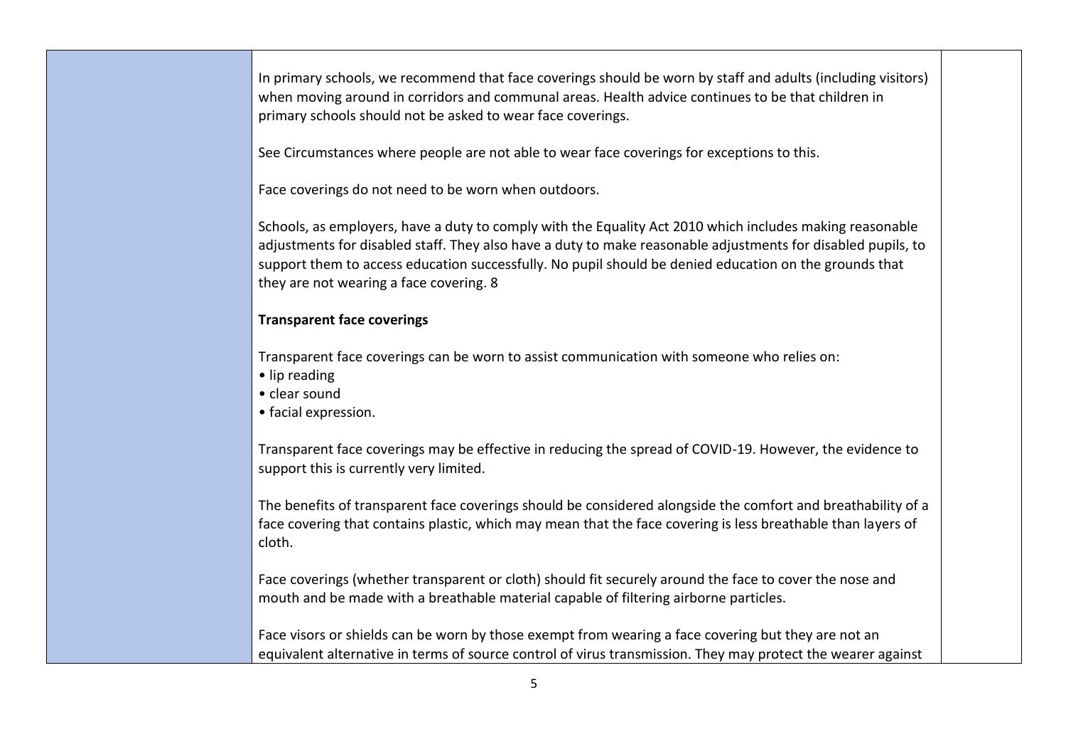| | | |
|---|---|---|
| | In primary schools, we recommend that face coverings should be worn by staff and adults (including visitors) when moving around in corridors and communal areas. Health advice continues to be that children in primary schools should not be asked to wear face coverings.<br><br>See Circumstances where people are not able to wear face coverings for exceptions to this.<br><br>Face coverings do not need to be worn when outdoors.<br><br>Schools, as employers, have a duty to comply with the Equality Act 2010 which includes making reasonable adjustments for disabled staff. They also have a duty to make reasonable adjustments for disabled pupils, to support them to access education successfully. No pupil should be denied education on the grounds that they are not wearing a face covering. 8<br><br>**Transparent face coverings**<br><br>Transparent face coverings can be worn to assist communication with someone who relies on:<br>• lip reading<br>• clear sound<br>• facial expression.<br><br>Transparent face coverings may be effective in reducing the spread of COVID-19. However, the evidence to support this is currently very limited.<br><br>The benefits of transparent face coverings should be considered alongside the comfort and breathability of a face covering that contains plastic, which may mean that the face covering is less breathable than layers of cloth.<br><br>Face coverings (whether transparent or cloth) should fit securely around the face to cover the nose and mouth and be made with a breathable material capable of filtering airborne particles.<br><br>Face visors or shields can be worn by those exempt from wearing a face covering but they are not an equivalent alternative in terms of source control of virus transmission. They may protect the wearer against | |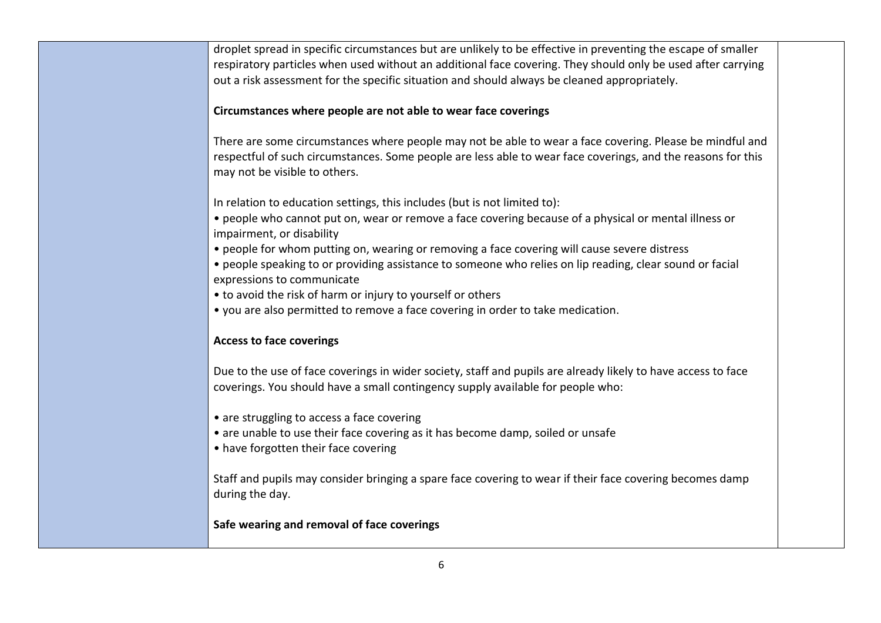droplet spread in specific circumstances but are unlikely to be effective in preventing the escape of smaller respiratory particles when used without an additional face covering. They should only be used after carrying out a risk assessment for the specific situation and should always be cleaned appropriately.

**Circumstances where people are not able to wear face coverings**

There are some circumstances where people may not be able to wear a face covering. Please be mindful and respectful of such circumstances. Some people are less able to wear face coverings, and the reasons for this may not be visible to others.

In relation to education settings, this includes (but is not limited to):

- people who cannot put on, wear or remove a face covering because of a physical or mental illness or impairment, or disability
- people for whom putting on, wearing or removing a face covering will cause severe distress
- people speaking to or providing assistance to someone who relies on lip reading, clear sound or facial expressions to communicate
- to avoid the risk of harm or injury to yourself or others
- you are also permitted to remove a face covering in order to take medication.

**Access to face coverings**

Due to the use of face coverings in wider society, staff and pupils are already likely to have access to face coverings. You should have a small contingency supply available for people who:

- are struggling to access a face covering
- are unable to use their face covering as it has become damp, soiled or unsafe
- have forgotten their face covering

Staff and pupils may consider bringing a spare face covering to wear if their face covering becomes damp during the day.

**Safe wearing and removal of face coverings**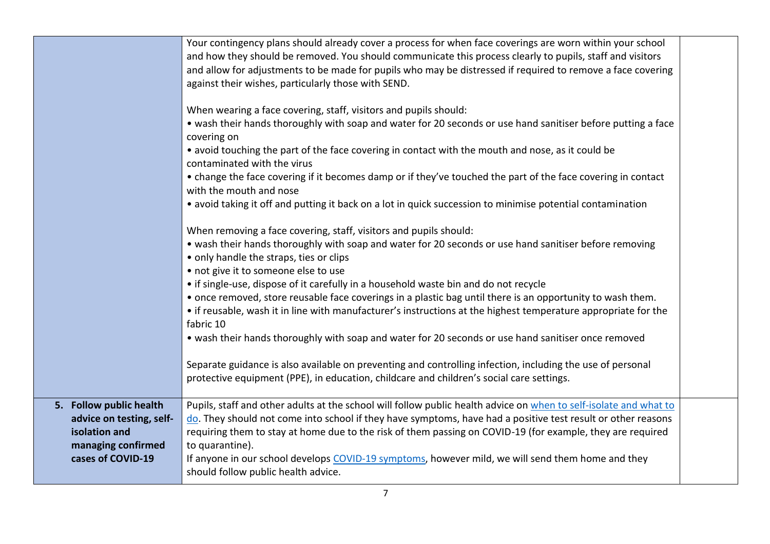| | | |
|---|---|---|
| | Your contingency plans should already cover a process for when face coverings are worn within your school and how they should be removed. You should communicate this process clearly to pupils, staff and visitors and allow for adjustments to be made for pupils who may be distressed if required to remove a face covering against their wishes, particularly those with SEND.<br><br>When wearing a face covering, staff, visitors and pupils should:<br>• wash their hands thoroughly with soap and water for 20 seconds or use hand sanitiser before putting a face covering on<br>• avoid touching the part of the face covering in contact with the mouth and nose, as it could be contaminated with the virus<br>• change the face covering if it becomes damp or if they've touched the part of the face covering in contact with the mouth and nose<br>• avoid taking it off and putting it back on a lot in quick succession to minimise potential contamination<br><br>When removing a face covering, staff, visitors and pupils should:<br>• wash their hands thoroughly with soap and water for 20 seconds or use hand sanitiser before removing<br>• only handle the straps, ties or clips<br>• not give it to someone else to use<br>• if single-use, dispose of it carefully in a household waste bin and do not recycle<br>• once removed, store reusable face coverings in a plastic bag until there is an opportunity to wash them.<br>• if reusable, wash it in line with manufacturer's instructions at the highest temperature appropriate for the fabric 10<br>• wash their hands thoroughly with soap and water for 20 seconds or use hand sanitiser once removed<br><br>Separate guidance is also available on preventing and controlling infection, including the use of personal protective equipment (PPE), in education, childcare and children's social care settings. | |
| **5. Follow public health advice on testing, self-isolation and managing confirmed cases of COVID-19** | Pupils, staff and other adults at the school will follow public health advice on when to self-isolate and what to do. They should not come into school if they have symptoms, have had a positive test result or other reasons requiring them to stay at home due to the risk of them passing on COVID-19 (for example, they are required to quarantine).<br>If anyone in our school develops COVID-19 symptoms, however mild, we will send them home and they should follow public health advice. | |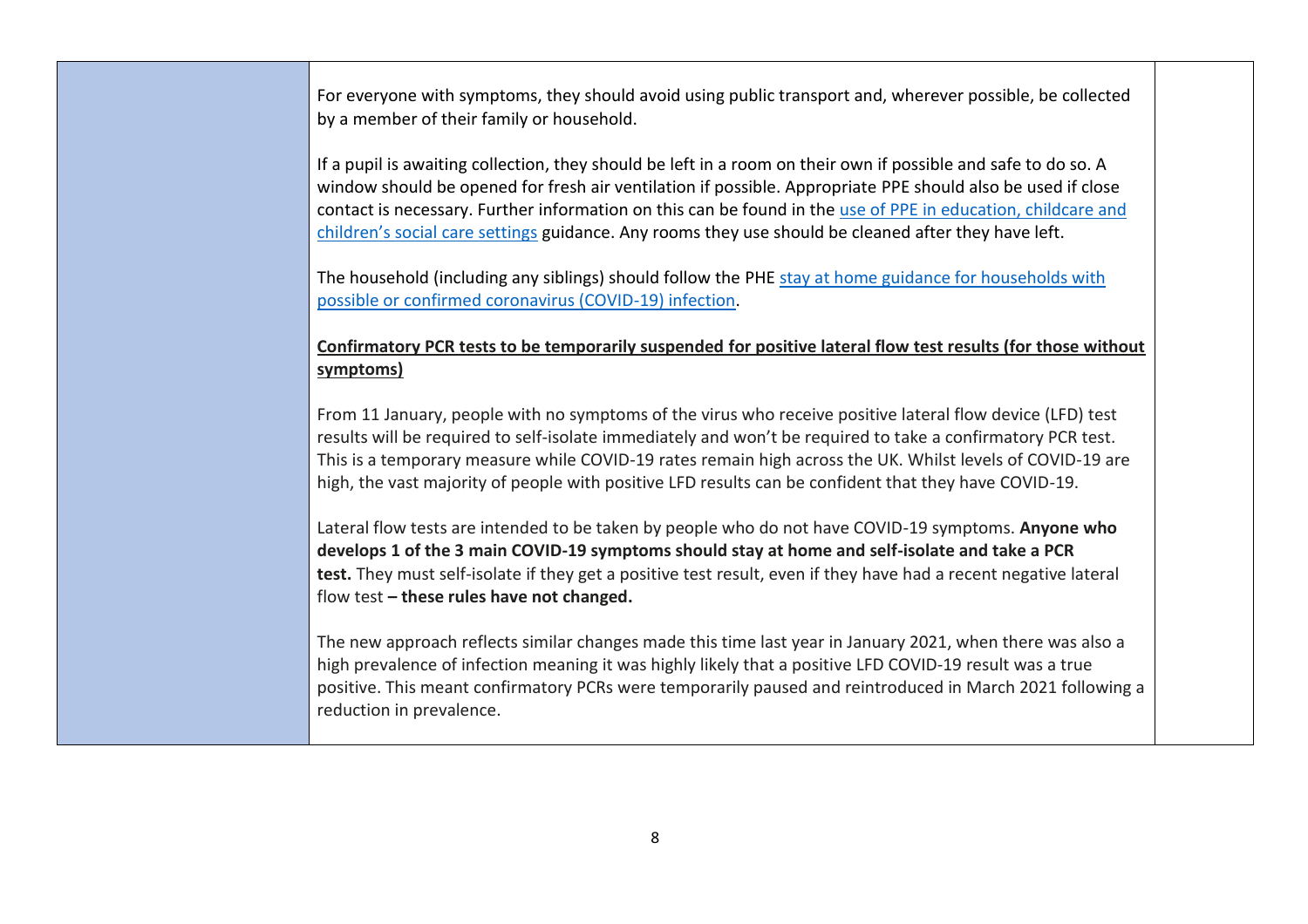For everyone with symptoms, they should avoid using public transport and, wherever possible, be collected by a member of their family or household.

If a pupil is awaiting collection, they should be left in a room on their own if possible and safe to do so. A window should be opened for fresh air ventilation if possible. Appropriate PPE should also be used if close contact is necessary. Further information on this can be found in the use of PPE in education, childcare and children's social care settings guidance. Any rooms they use should be cleaned after they have left.

The household (including any siblings) should follow the PHE stay at home guidance for households with possible or confirmed coronavirus (COVID-19) infection.

**Confirmatory PCR tests to be temporarily suspended for positive lateral flow test results (for those without symptoms)**

From 11 January, people with no symptoms of the virus who receive positive lateral flow device (LFD) test results will be required to self-isolate immediately and won't be required to take a confirmatory PCR test. This is a temporary measure while COVID-19 rates remain high across the UK. Whilst levels of COVID-19 are high, the vast majority of people with positive LFD results can be confident that they have COVID-19.

Lateral flow tests are intended to be taken by people who do not have COVID-19 symptoms. **Anyone who develops 1 of the 3 main COVID-19 symptoms should stay at home and self-isolate and take a PCR test.** They must self-isolate if they get a positive test result, even if they have had a recent negative lateral flow test **– these rules have not changed.**

The new approach reflects similar changes made this time last year in January 2021, when there was also a high prevalence of infection meaning it was highly likely that a positive LFD COVID-19 result was a true positive. This meant confirmatory PCRs were temporarily paused and reintroduced in March 2021 following a reduction in prevalence.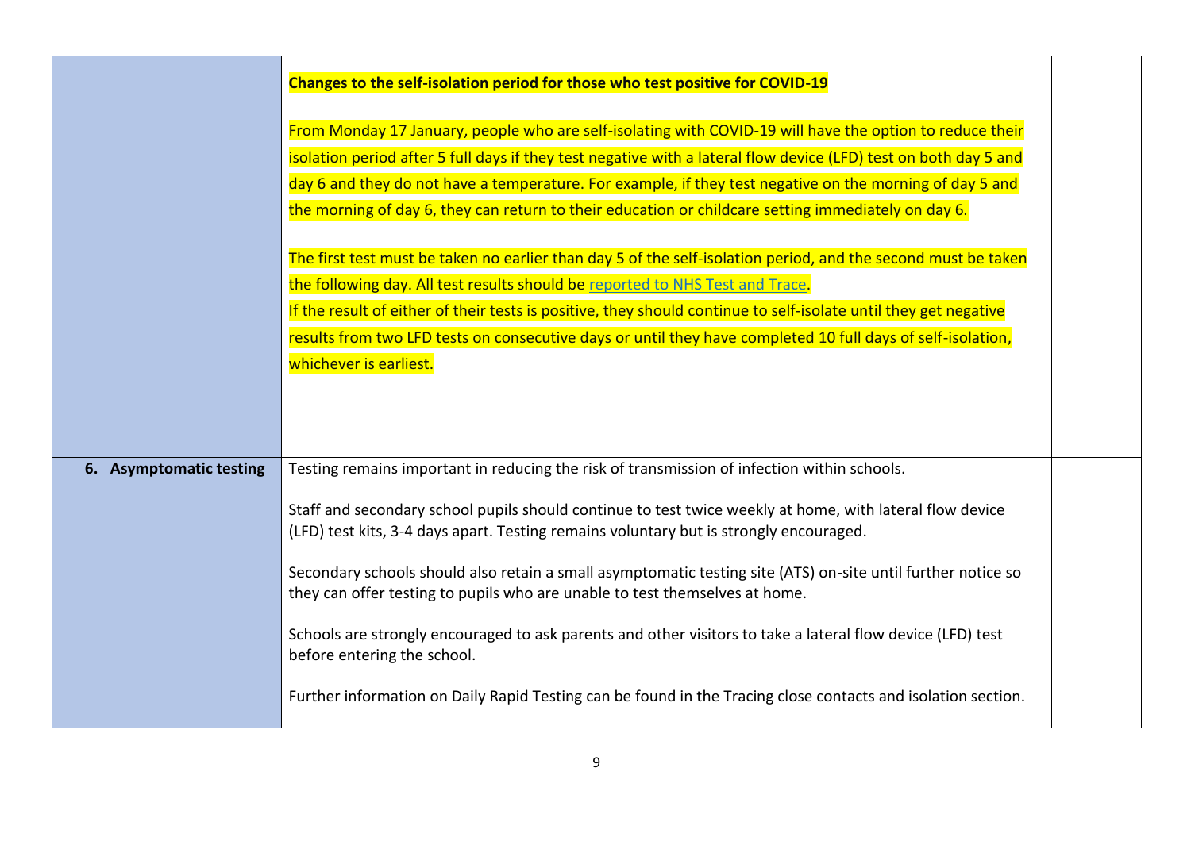| | | |
|---|---|---|
| | **Changes to the self-isolation period for those who test positive for COVID-19**<br><br>From Monday 17 January, people who are self-isolating with COVID-19 will have the option to reduce their isolation period after 5 full days if they test negative with a lateral flow device (LFD) test on both day 5 and day 6 and they do not have a temperature. For example, if they test negative on the morning of day 5 and the morning of day 6, they can return to their education or childcare setting immediately on day 6.<br><br>The first test must be taken no earlier than day 5 of the self-isolation period, and the second must be taken the following day. All test results should be reported to NHS Test and Trace.<br>If the result of either of their tests is positive, they should continue to self-isolate until they get negative results from two LFD tests on consecutive days or until they have completed 10 full days of self-isolation, whichever is earliest. | |
| **6. Asymptomatic testing** | Testing remains important in reducing the risk of transmission of infection within schools.<br><br>Staff and secondary school pupils should continue to test twice weekly at home, with lateral flow device (LFD) test kits, 3-4 days apart. Testing remains voluntary but is strongly encouraged.<br><br>Secondary schools should also retain a small asymptomatic testing site (ATS) on-site until further notice so they can offer testing to pupils who are unable to test themselves at home.<br><br>Schools are strongly encouraged to ask parents and other visitors to take a lateral flow device (LFD) test before entering the school.<br><br>Further information on Daily Rapid Testing can be found in the Tracing close contacts and isolation section. | |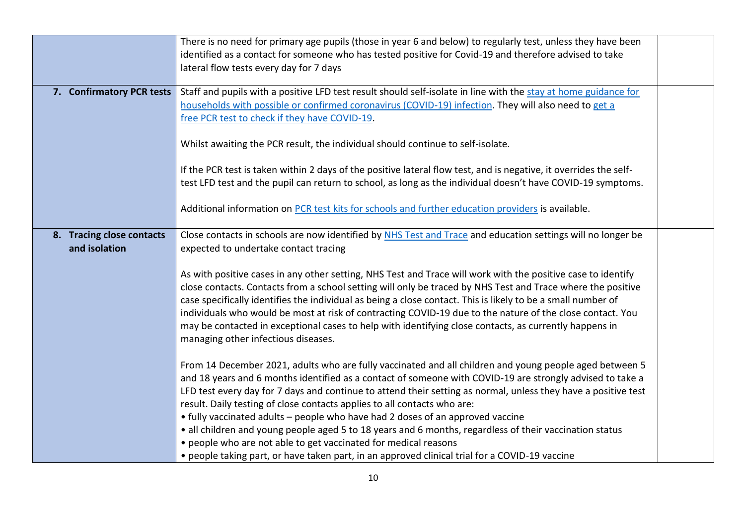| | | |
|---|---|---|
| | There is no need for primary age pupils (those in year 6 and below) to regularly test, unless they have been identified as a contact for someone who has tested positive for Covid-19 and therefore advised to take lateral flow tests every day for 7 days | |
| **7. Confirmatory PCR tests** | Staff and pupils with a positive LFD test result should self-isolate in line with the stay at home guidance for households with possible or confirmed coronavirus (COVID-19) infection. They will also need to get a free PCR test to check if they have COVID-19.<br><br>Whilst awaiting the PCR result, the individual should continue to self-isolate.<br><br>If the PCR test is taken within 2 days of the positive lateral flow test, and is negative, it overrides the self-test LFD test and the pupil can return to school, as long as the individual doesn't have COVID-19 symptoms.<br><br>Additional information on PCR test kits for schools and further education providers is available. | |
| **8. Tracing close contacts and isolation** | Close contacts in schools are now identified by NHS Test and Trace and education settings will no longer be expected to undertake contact tracing<br><br>As with positive cases in any other setting, NHS Test and Trace will work with the positive case to identify close contacts. Contacts from a school setting will only be traced by NHS Test and Trace where the positive case specifically identifies the individual as being a close contact. This is likely to be a small number of individuals who would be most at risk of contracting COVID-19 due to the nature of the close contact. You may be contacted in exceptional cases to help with identifying close contacts, as currently happens in managing other infectious diseases.<br><br>From 14 December 2021, adults who are fully vaccinated and all children and young people aged between 5 and 18 years and 6 months identified as a contact of someone with COVID-19 are strongly advised to take a LFD test every day for 7 days and continue to attend their setting as normal, unless they have a positive test result. Daily testing of close contacts applies to all contacts who are:<br>• fully vaccinated adults – people who have had 2 doses of an approved vaccine<br>• all children and young people aged 5 to 18 years and 6 months, regardless of their vaccination status<br>• people who are not able to get vaccinated for medical reasons<br>• people taking part, or have taken part, in an approved clinical trial for a COVID-19 vaccine | |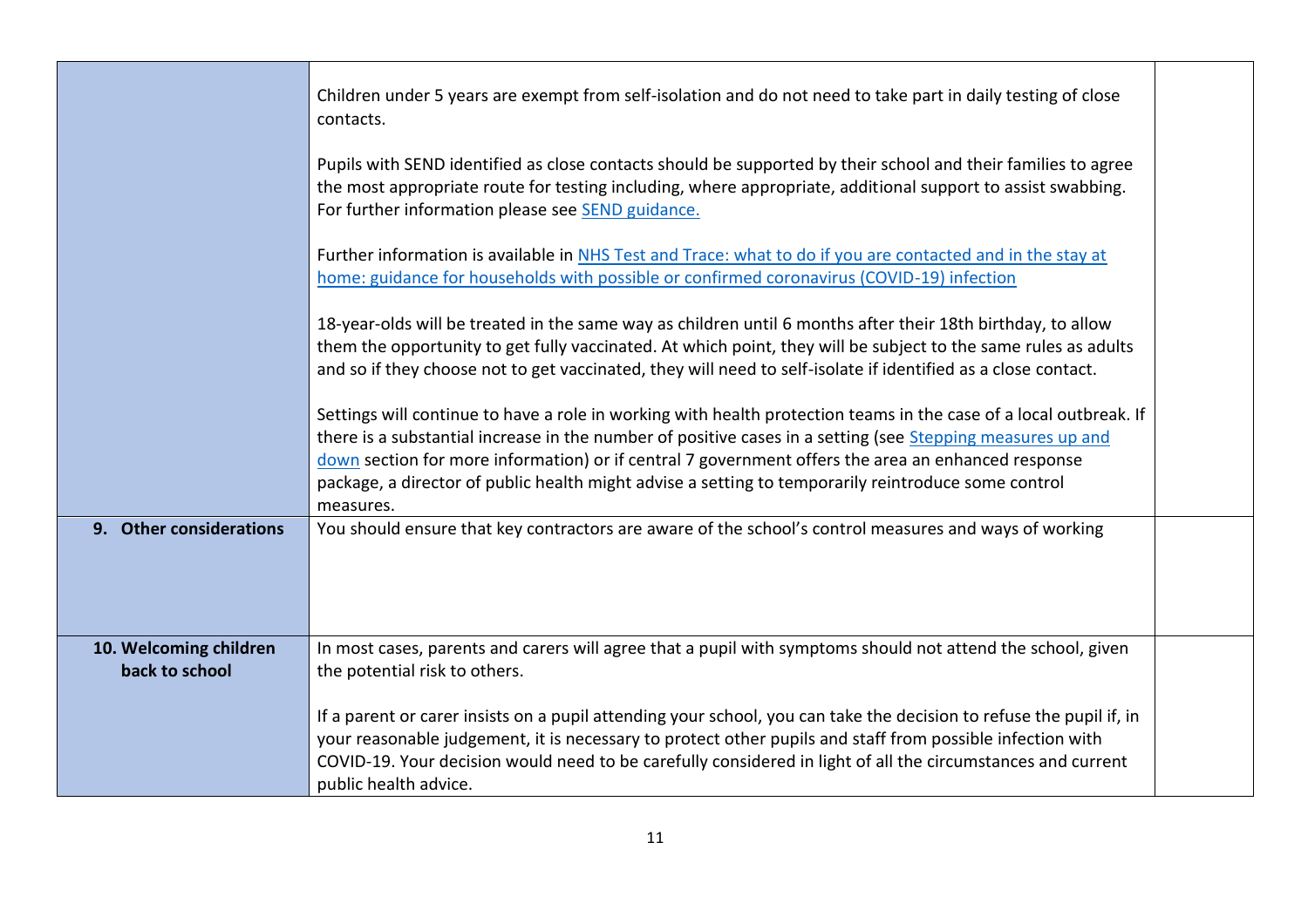| | | |
|---|---|---|
| | Children under 5 years are exempt from self-isolation and do not need to take part in daily testing of close contacts.<br><br>Pupils with SEND identified as close contacts should be supported by their school and their families to agree the most appropriate route for testing including, where appropriate, additional support to assist swabbing. For further information please see SEND guidance.<br><br>Further information is available in NHS Test and Trace: what to do if you are contacted and in the stay at home: guidance for households with possible or confirmed coronavirus (COVID-19) infection<br><br>18-year-olds will be treated in the same way as children until 6 months after their 18th birthday, to allow them the opportunity to get fully vaccinated. At which point, they will be subject to the same rules as adults and so if they choose not to get vaccinated, they will need to self-isolate if identified as a close contact.<br><br>Settings will continue to have a role in working with health protection teams in the case of a local outbreak. If there is a substantial increase in the number of positive cases in a setting (see Stepping measures up and down section for more information) or if central 7 government offers the area an enhanced response package, a director of public health might advise a setting to temporarily reintroduce some control measures. | |
| **9. Other considerations** | You should ensure that key contractors are aware of the school's control measures and ways of working | |
| **10. Welcoming children back to school** | In most cases, parents and carers will agree that a pupil with symptoms should not attend the school, given the potential risk to others.<br><br>If a parent or carer insists on a pupil attending your school, you can take the decision to refuse the pupil if, in your reasonable judgement, it is necessary to protect other pupils and staff from possible infection with COVID-19. Your decision would need to be carefully considered in light of all the circumstances and current public health advice. | |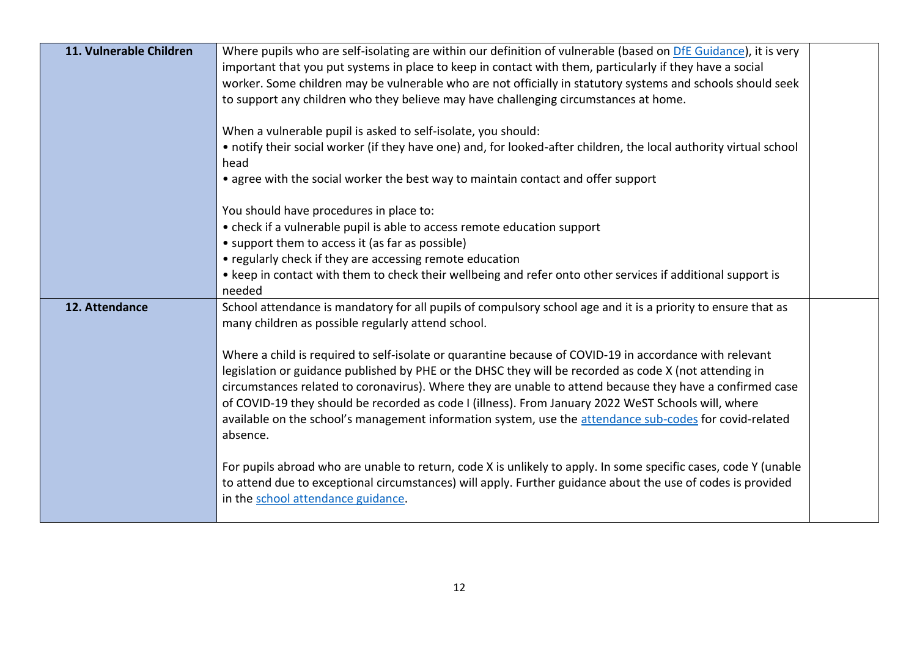| | | |
|---|---|---|
| **11. Vulnerable Children** | Where pupils who are self-isolating are within our definition of vulnerable (based on DfE Guidance), it is very important that you put systems in place to keep in contact with them, particularly if they have a social worker. Some children may be vulnerable who are not officially in statutory systems and schools should seek to support any children who they believe may have challenging circumstances at home.<br><br>When a vulnerable pupil is asked to self-isolate, you should:<br>• notify their social worker (if they have one) and, for looked-after children, the local authority virtual school head<br>• agree with the social worker the best way to maintain contact and offer support<br><br>You should have procedures in place to:<br>• check if a vulnerable pupil is able to access remote education support<br>• support them to access it (as far as possible)<br>• regularly check if they are accessing remote education<br>• keep in contact with them to check their wellbeing and refer onto other services if additional support is needed | |
| **12. Attendance** | School attendance is mandatory for all pupils of compulsory school age and it is a priority to ensure that as many children as possible regularly attend school.<br><br>Where a child is required to self-isolate or quarantine because of COVID-19 in accordance with relevant legislation or guidance published by PHE or the DHSC they will be recorded as code X (not attending in circumstances related to coronavirus). Where they are unable to attend because they have a confirmed case of COVID-19 they should be recorded as code I (illness). From January 2022 WeST Schools will, where available on the school's management information system, use the attendance sub-codes for covid-related absence.<br><br>For pupils abroad who are unable to return, code X is unlikely to apply. In some specific cases, code Y (unable to attend due to exceptional circumstances) will apply. Further guidance about the use of codes is provided in the school attendance guidance. | |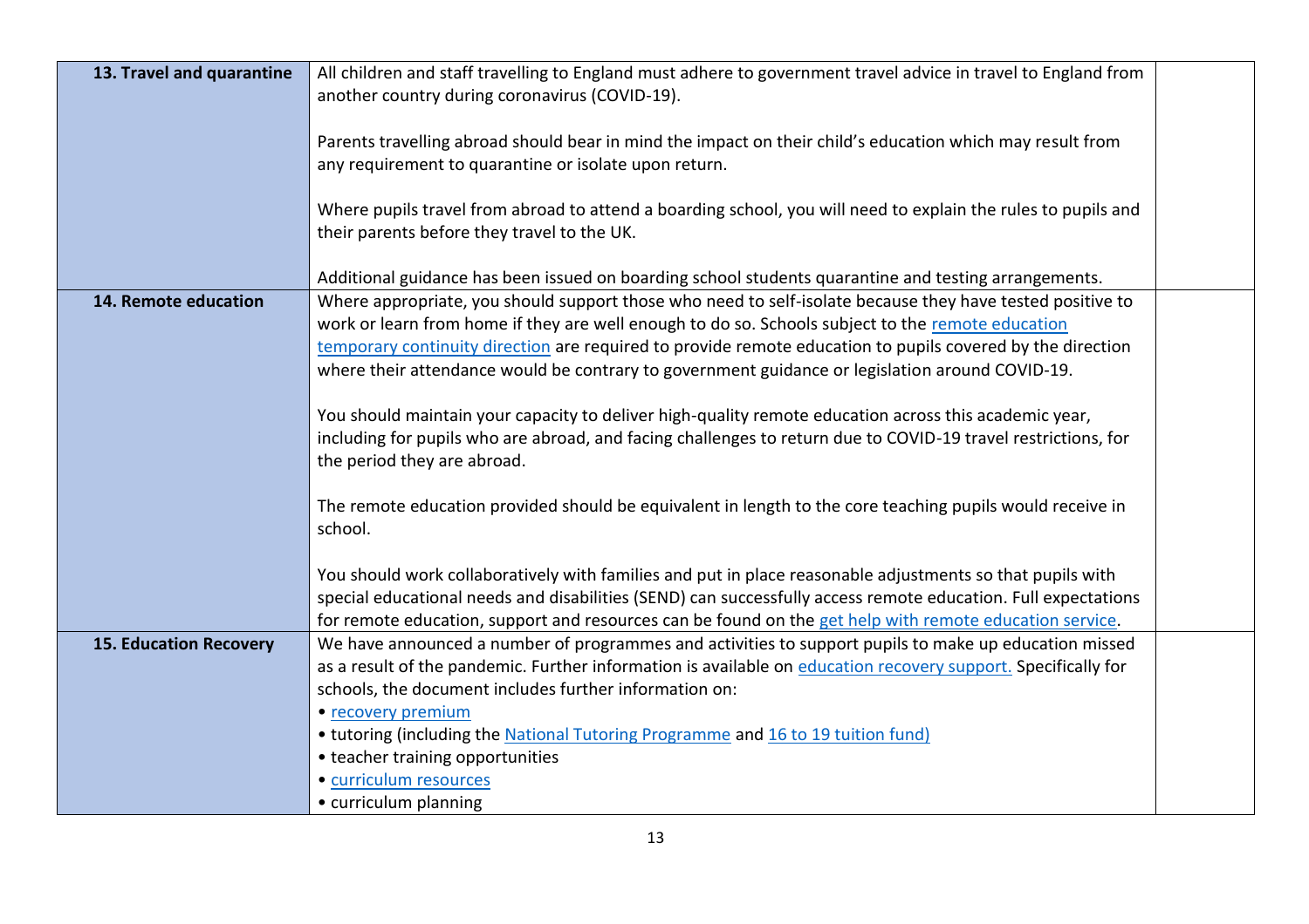| | | |
|---|---|---|
| **13. Travel and quarantine** | All children and staff travelling to England must adhere to government travel advice in travel to England from another country during coronavirus (COVID-19).<br><br>Parents travelling abroad should bear in mind the impact on their child's education which may result from any requirement to quarantine or isolate upon return.<br><br>Where pupils travel from abroad to attend a boarding school, you will need to explain the rules to pupils and their parents before they travel to the UK.<br><br>Additional guidance has been issued on boarding school students quarantine and testing arrangements. | |
| **14. Remote education** | Where appropriate, you should support those who need to self-isolate because they have tested positive to work or learn from home if they are well enough to do so. Schools subject to the remote education temporary continuity direction are required to provide remote education to pupils covered by the direction where their attendance would be contrary to government guidance or legislation around COVID-19.<br><br>You should maintain your capacity to deliver high-quality remote education across this academic year, including for pupils who are abroad, and facing challenges to return due to COVID-19 travel restrictions, for the period they are abroad.<br><br>The remote education provided should be equivalent in length to the core teaching pupils would receive in school.<br><br>You should work collaboratively with families and put in place reasonable adjustments so that pupils with special educational needs and disabilities (SEND) can successfully access remote education. Full expectations for remote education, support and resources can be found on the get help with remote education service. | |
| **15. Education Recovery** | We have announced a number of programmes and activities to support pupils to make up education missed as a result of the pandemic. Further information is available on education recovery support. Specifically for schools, the document includes further information on:<br>• recovery premium<br>• tutoring (including the National Tutoring Programme and 16 to 19 tuition fund)<br>• teacher training opportunities<br>• curriculum resources<br>• curriculum planning | |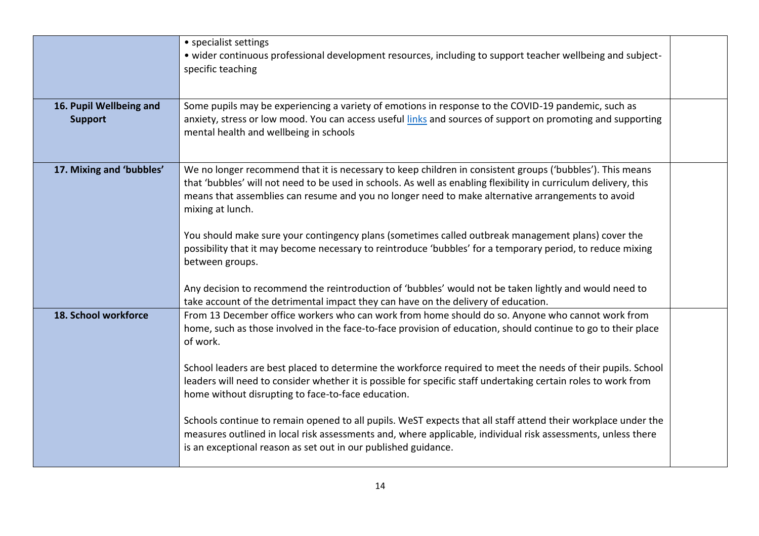| | | |
|---|---|---|
| | • specialist settings<br>• wider continuous professional development resources, including to support teacher wellbeing and subject-specific teaching | |
| **16. Pupil Wellbeing and Support** | Some pupils may be experiencing a variety of emotions in response to the COVID-19 pandemic, such as anxiety, stress or low mood. You can access useful [links] and sources of support on promoting and supporting mental health and wellbeing in schools | |
| **17. Mixing and 'bubbles'** | We no longer recommend that it is necessary to keep children in consistent groups ('bubbles'). This means that 'bubbles' will not need to be used in schools. As well as enabling flexibility in curriculum delivery, this means that assemblies can resume and you no longer need to make alternative arrangements to avoid mixing at lunch.<br><br>You should make sure your contingency plans (sometimes called outbreak management plans) cover the possibility that it may become necessary to reintroduce 'bubbles' for a temporary period, to reduce mixing between groups.<br><br>Any decision to recommend the reintroduction of 'bubbles' would not be taken lightly and would need to take account of the detrimental impact they can have on the delivery of education. | |
| **18. School workforce** | From 13 December office workers who can work from home should do so. Anyone who cannot work from home, such as those involved in the face-to-face provision of education, should continue to go to their place of work.<br><br>School leaders are best placed to determine the workforce required to meet the needs of their pupils. School leaders will need to consider whether it is possible for specific staff undertaking certain roles to work from home without disrupting to face-to-face education.<br><br>Schools continue to remain opened to all pupils. WeST expects that all staff attend their workplace under the measures outlined in local risk assessments and, where applicable, individual risk assessments, unless there is an exceptional reason as set out in our published guidance. | |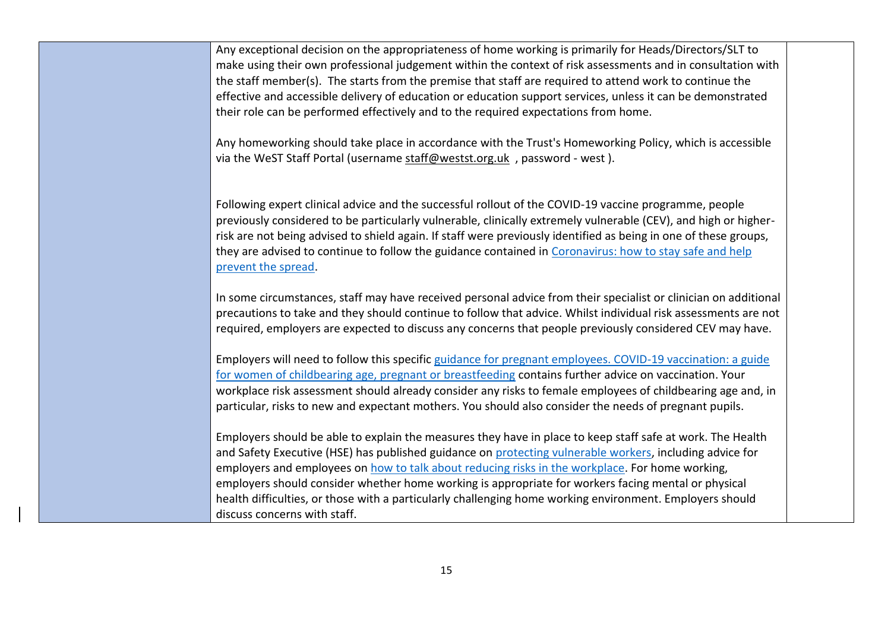| | | |
|---|---|---|
| | Any exceptional decision on the appropriateness of home working is primarily for Heads/Directors/SLT to make using their own professional judgement within the context of risk assessments and in consultation with the staff member(s). The starts from the premise that staff are required to attend work to continue the effective and accessible delivery of education or education support services, unless it can be demonstrated their role can be performed effectively and to the required expectations from home.<br><br>Any homeworking should take place in accordance with the Trust's Homeworking Policy, which is accessible via the WeST Staff Portal (username staff@westst.org.uk , password - west ).<br><br>Following expert clinical advice and the successful rollout of the COVID-19 vaccine programme, people previously considered to be particularly vulnerable, clinically extremely vulnerable (CEV), and high or higher-risk are not being advised to shield again. If staff were previously identified as being in one of these groups, they are advised to continue to follow the guidance contained in Coronavirus: how to stay safe and help prevent the spread.<br><br>In some circumstances, staff may have received personal advice from their specialist or clinician on additional precautions to take and they should continue to follow that advice. Whilst individual risk assessments are not required, employers are expected to discuss any concerns that people previously considered CEV may have.<br><br>Employers will need to follow this specific guidance for pregnant employees. COVID-19 vaccination: a guide for women of childbearing age, pregnant or breastfeeding contains further advice on vaccination. Your workplace risk assessment should already consider any risks to female employees of childbearing age and, in particular, risks to new and expectant mothers. You should also consider the needs of pregnant pupils.<br><br>Employers should be able to explain the measures they have in place to keep staff safe at work. The Health and Safety Executive (HSE) has published guidance on protecting vulnerable workers, including advice for employers and employees on how to talk about reducing risks in the workplace. For home working, employers should consider whether home working is appropriate for workers facing mental or physical health difficulties, or those with a particularly challenging home working environment. Employers should discuss concerns with staff. | |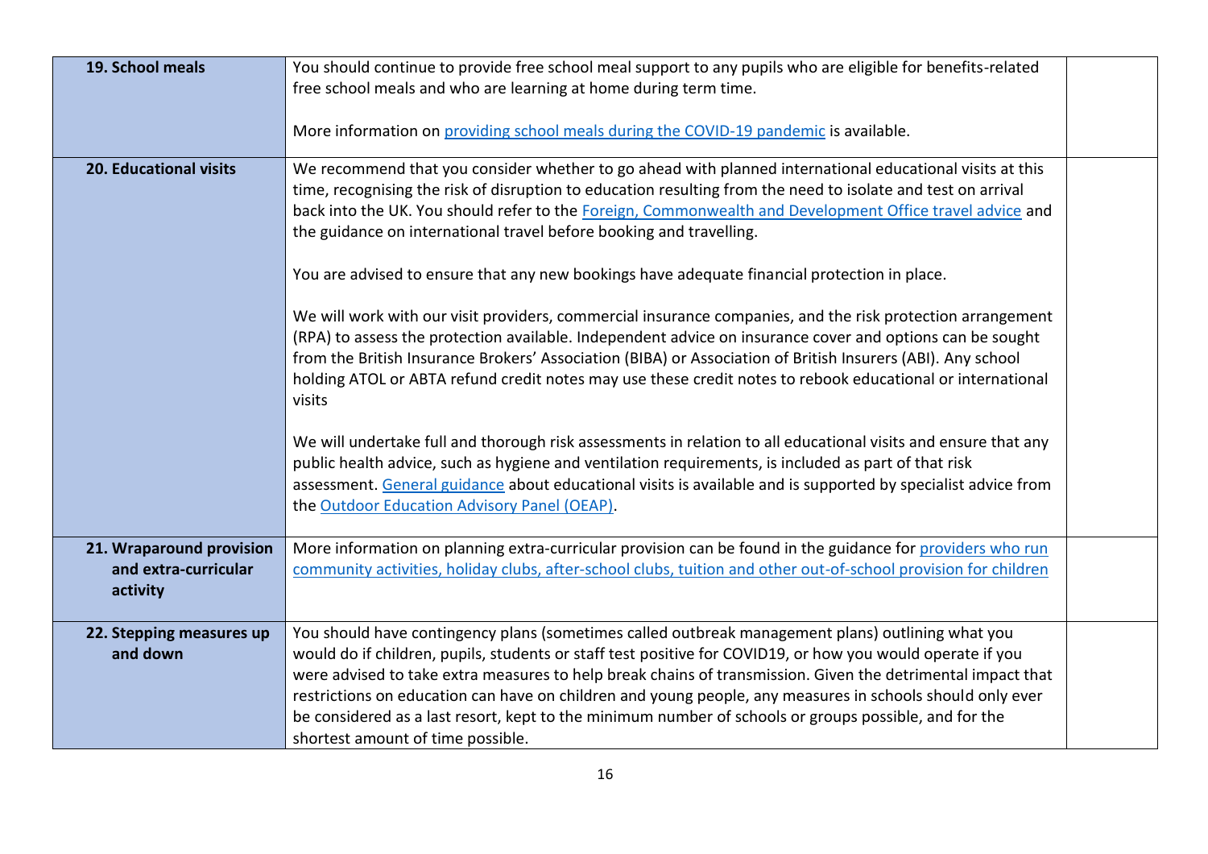| | | |
|---|---|---|
| **19. School meals** | You should continue to provide free school meal support to any pupils who are eligible for benefits-related free school meals and who are learning at home during term time.<br><br>More information on providing school meals during the COVID-19 pandemic is available. | |
| **20. Educational visits** | We recommend that you consider whether to go ahead with planned international educational visits at this time, recognising the risk of disruption to education resulting from the need to isolate and test on arrival back into the UK. You should refer to the Foreign, Commonwealth and Development Office travel advice and the guidance on international travel before booking and travelling.<br><br>You are advised to ensure that any new bookings have adequate financial protection in place.<br><br>We will work with our visit providers, commercial insurance companies, and the risk protection arrangement (RPA) to assess the protection available. Independent advice on insurance cover and options can be sought from the British Insurance Brokers' Association (BIBA) or Association of British Insurers (ABI). Any school holding ATOL or ABTA refund credit notes may use these credit notes to rebook educational or international visits<br><br>We will undertake full and thorough risk assessments in relation to all educational visits and ensure that any public health advice, such as hygiene and ventilation requirements, is included as part of that risk assessment. General guidance about educational visits is available and is supported by specialist advice from the Outdoor Education Advisory Panel (OEAP). | |
| **21. Wraparound provision and extra-curricular activity** | More information on planning extra-curricular provision can be found in the guidance for providers who run community activities, holiday clubs, after-school clubs, tuition and other out-of-school provision for children | |
| **22. Stepping measures up and down** | You should have contingency plans (sometimes called outbreak management plans) outlining what you would do if children, pupils, students or staff test positive for COVID19, or how you would operate if you were advised to take extra measures to help break chains of transmission. Given the detrimental impact that restrictions on education can have on children and young people, any measures in schools should only ever be considered as a last resort, kept to the minimum number of schools or groups possible, and for the shortest amount of time possible. | |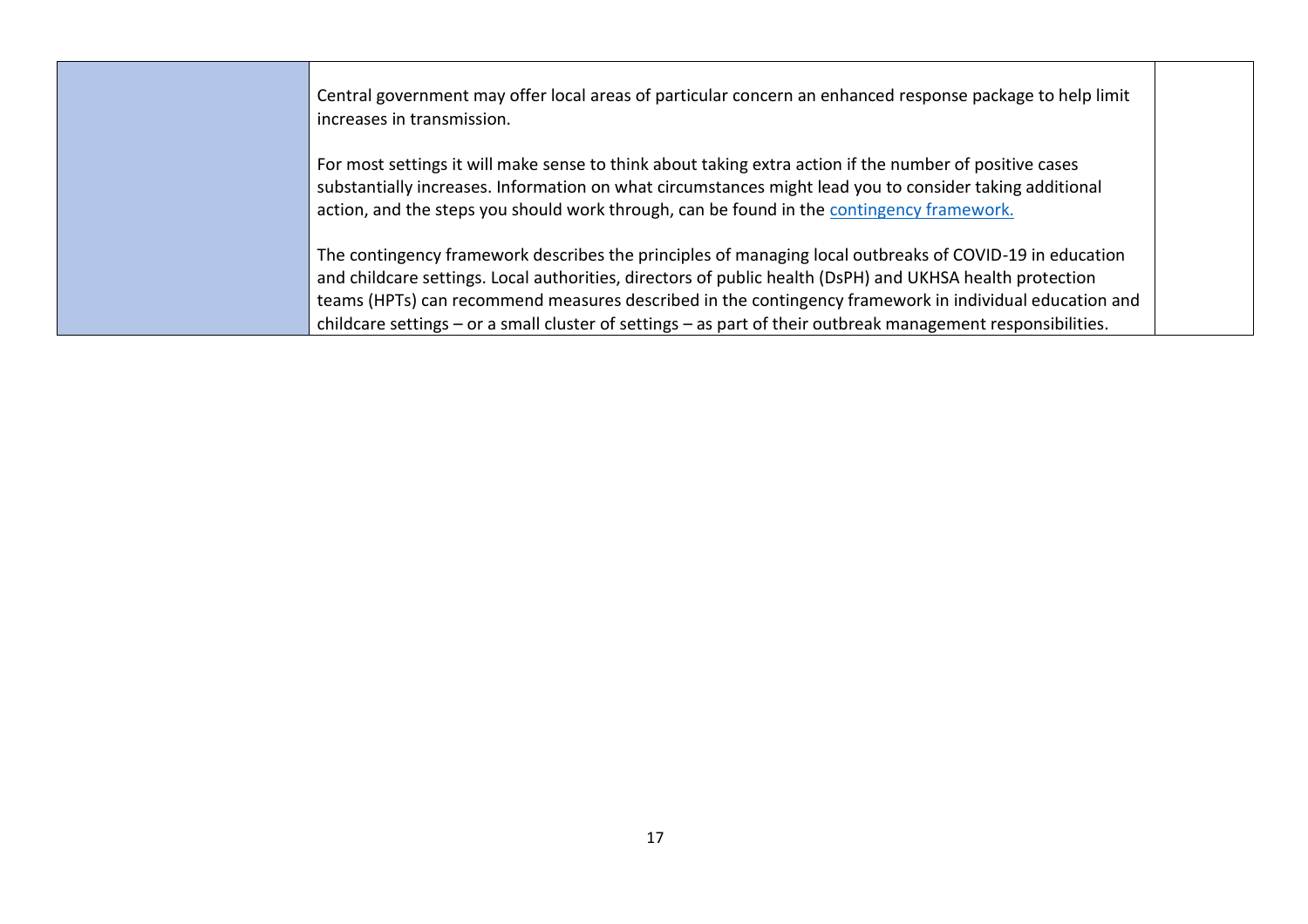| | | |
|---|---|---|
| | Central government may offer local areas of particular concern an enhanced response package to help limit increases in transmission.<br><br>For most settings it will make sense to think about taking extra action if the number of positive cases substantially increases. Information on what circumstances might lead you to consider taking additional action, and the steps you should work through, can be found in the [contingency framework.](contingency framework.)<br><br>The contingency framework describes the principles of managing local outbreaks of COVID-19 in education and childcare settings. Local authorities, directors of public health (DsPH) and UKHSA health protection teams (HPTs) can recommend measures described in the contingency framework in individual education and childcare settings – or a small cluster of settings – as part of their outbreak management responsibilities. | |